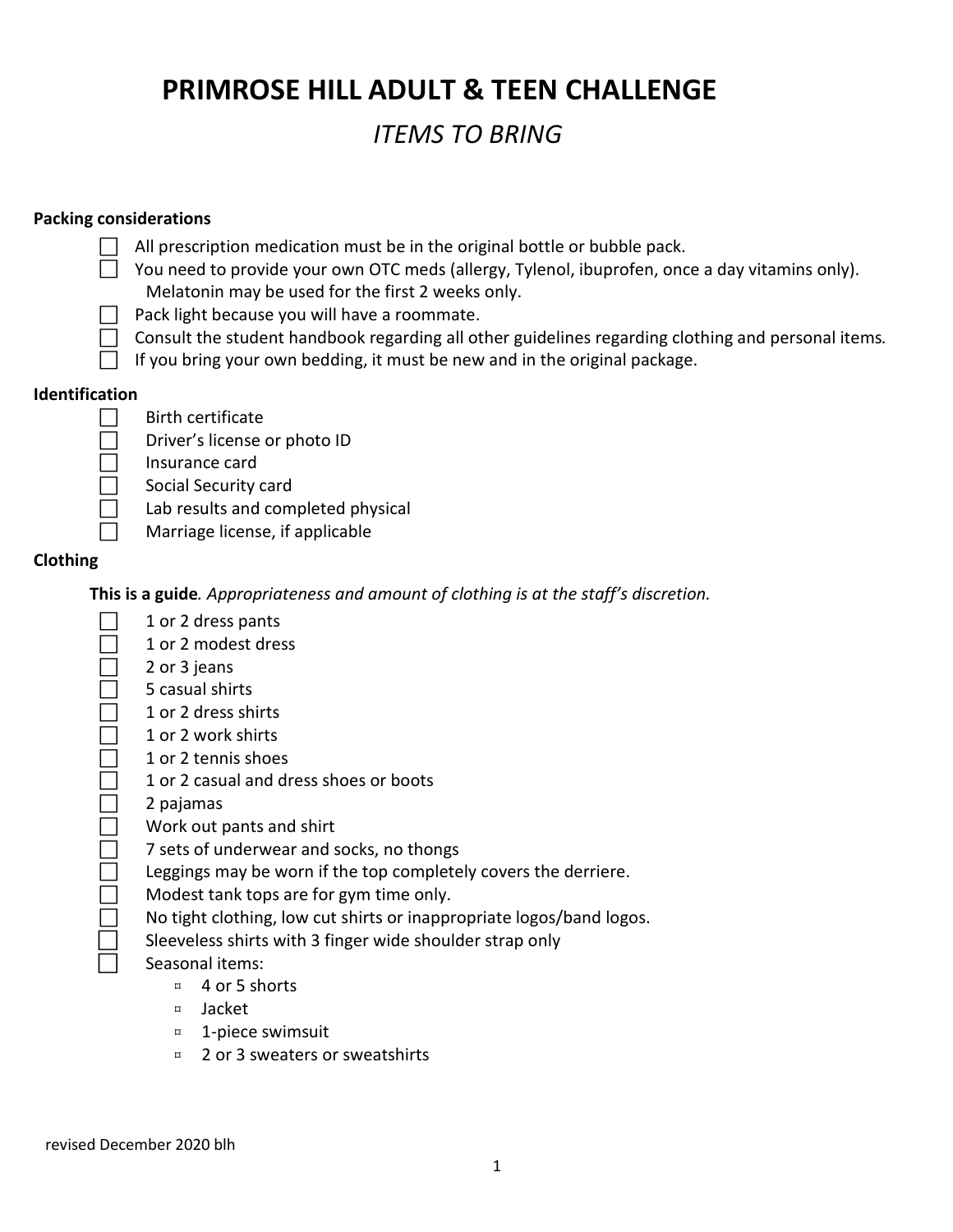# PRIMROSE HILL ADULT & TEEN CHALLENGE

## *ITEMS TO BRING*

**Packing considerations**

- [ ] All prescription medication must be in the original bottle or bubble pack.
- [ ] You need to provide your own OTC meds (allergy, Tylenol, ibuprofen, once a day vitamins only). Melatonin may be used for the first 2 weeks only.
- [ ] Pack light because you will have a roommate.
- [ ] Consult the student handbook regarding all other guidelines regarding clothing and personal items.
- [ ] If you bring your own bedding, it must be new and in the original package.

**Identification**

- [ ] Birth certificate
- [ ] Driver's license or photo ID
- [ ] Insurance card
- [ ] Social Security card
- [ ] Lab results and completed physical
- [ ] Marriage license, if applicable

**Clothing**

**This is a guide***. Appropriateness and amount of clothing is at the staff's discretion.*

- [ ] 1 or 2 dress pants
- [ ] 1 or 2 modest dress
- [ ] 2 or 3 jeans
- [ ] 5 casual shirts
- [ ] 1 or 2 dress shirts
- [ ] 1 or 2 work shirts
- [ ] 1 or 2 tennis shoes
- [ ] 1 or 2 casual and dress shoes or boots
- [ ] 2 pajamas
- [ ] Work out pants and shirt
- [ ] 7 sets of underwear and socks, no thongs
- [ ] Leggings may be worn if the top completely covers the derriere.
- [ ] Modest tank tops are for gym time only.
- [ ] No tight clothing, low cut shirts or inappropriate logos/band logos.
- [ ] Sleeveless shirts with 3 finger wide shoulder strap only
- [ ] Seasonal items:
  - 4 or 5 shorts
  - Jacket
  - 1-piece swimsuit
  - 2 or 3 sweaters or sweatshirts

revised December 2020 blh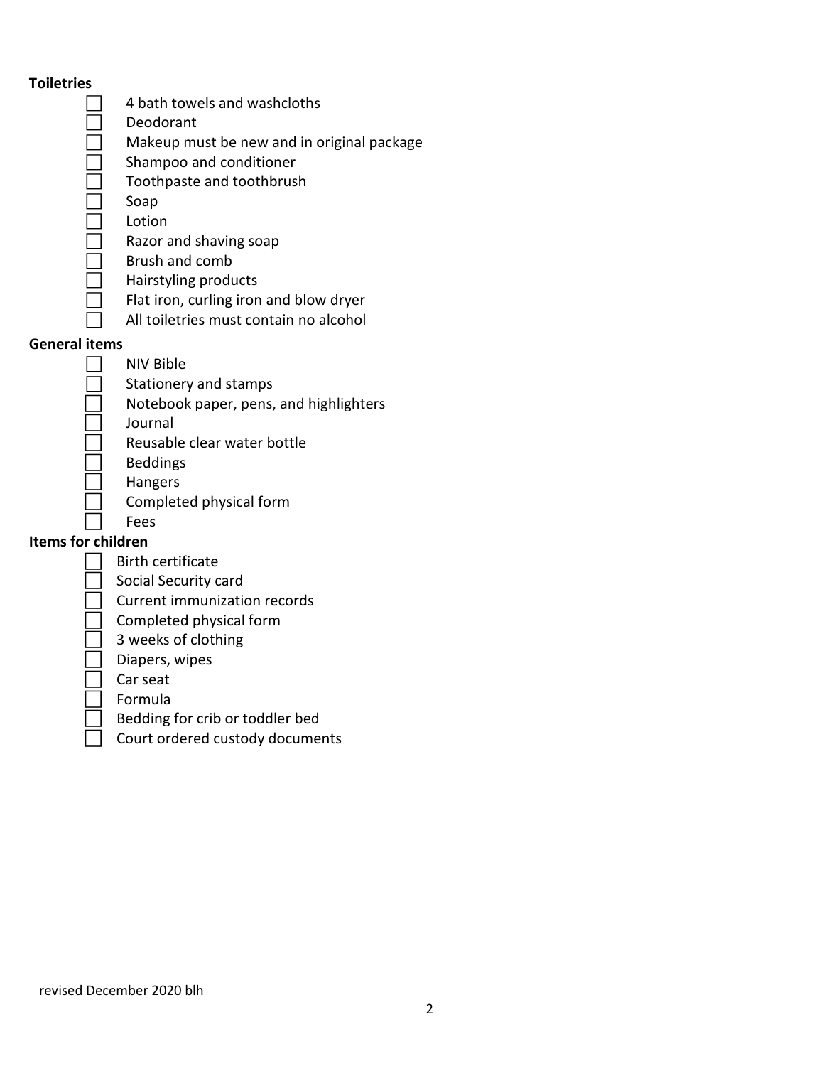**Toileries**

- [ ] 4 bath towels and washcloths
- [ ] Deodorant
- [ ] Makeup must be new and in original package
- [ ] Shampoo and conditioner
- [ ] Toothpaste and toothbrush
- [ ] Soap
- [ ] Lotion
- [ ] Razor and shaving soap
- [ ] Brush and comb
- [ ] Hairstyling products
- [ ] Flat iron, curling iron and blow dryer
- [ ] All toiletries must contain no alcohol

**General items**

- [ ] NIV Bible
- [ ] Stationery and stamps
- [ ] Notebook paper, pens, and highlighters
- [ ] Journal
- [ ] Reusable clear water bottle
- [ ] Beddings
- [ ] Hangers
- [ ] Completed physical form
- [ ] Fees

**Items for children**

- [ ] Birth certificate
- [ ] Social Security card
- [ ] Current immunization records
- [ ] Completed physical form
- [ ] 3 weeks of clothing
- [ ] Diapers, wipes
- [ ] Car seat
- [ ] Formula
- [ ] Bedding for crib or toddler bed
- [ ] Court ordered custody documents

revised December 2020 blh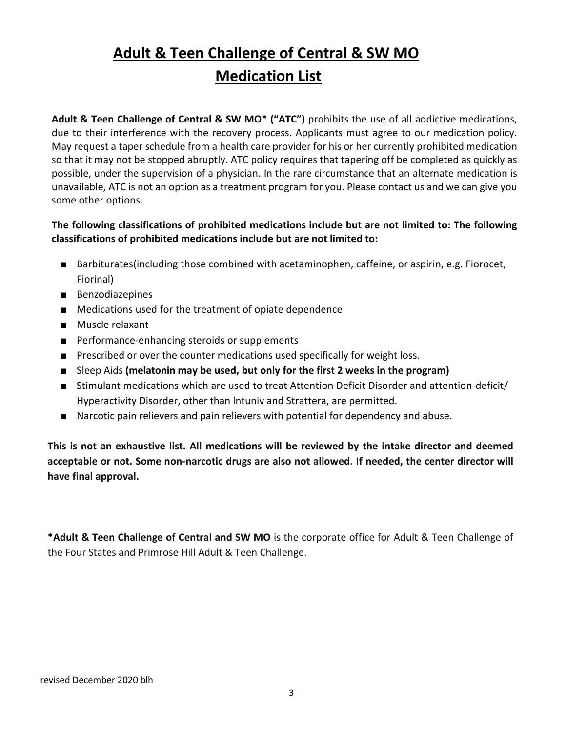# Adult & Teen Challenge of Central & SW MO

# Medication List

**Adult & Teen Challenge of Central & SW MO* ("ATC")** prohibits the use of all addictive medications, due to their interference with the recovery process. Applicants must agree to our medication policy. May request a taper schedule from a health care provider for his or her currently prohibited medication so that it may not be stopped abruptly. ATC policy requires that tapering off be completed as quickly as possible, under the supervision of a physician. In the rare circumstance that an alternate medication is unavailable, ATC is not an option as a treatment program for you. Please contact us and we can give you some other options.

**The following classifications of prohibited medications include but are not limited to: The following classifications of prohibited medications include but are not limited to:**

- Barbiturates(including those combined with acetaminophen, caffeine, or aspirin, e.g. Fiorocet, Fiorinal)
- Benzodiazepines
- Medications used for the treatment of opiate dependence
- Muscle relaxant
- Performance-enhancing steroids or supplements
- Prescribed or over the counter medications used specifically for weight loss.
- Sleep Aids **(melatonin may be used, but only for the first 2 weeks in the program)**
- Stimulant medications which are used to treat Attention Deficit Disorder and attention-deficit/ Hyperactivity Disorder, other than lntuniv and Strattera, are permitted.
- Narcotic pain relievers and pain relievers with potential for dependency and abuse.

**This is not an exhaustive list. All medications will be reviewed by the intake director and deemed acceptable or not. Some non-narcotic drugs are also not allowed. If needed, the center director will have final approval.**

***Adult & Teen Challenge of Central and SW MO** is the corporate office for Adult & Teen Challenge of the Four States and Primrose Hill Adult & Teen Challenge.

revised December 2020 blh